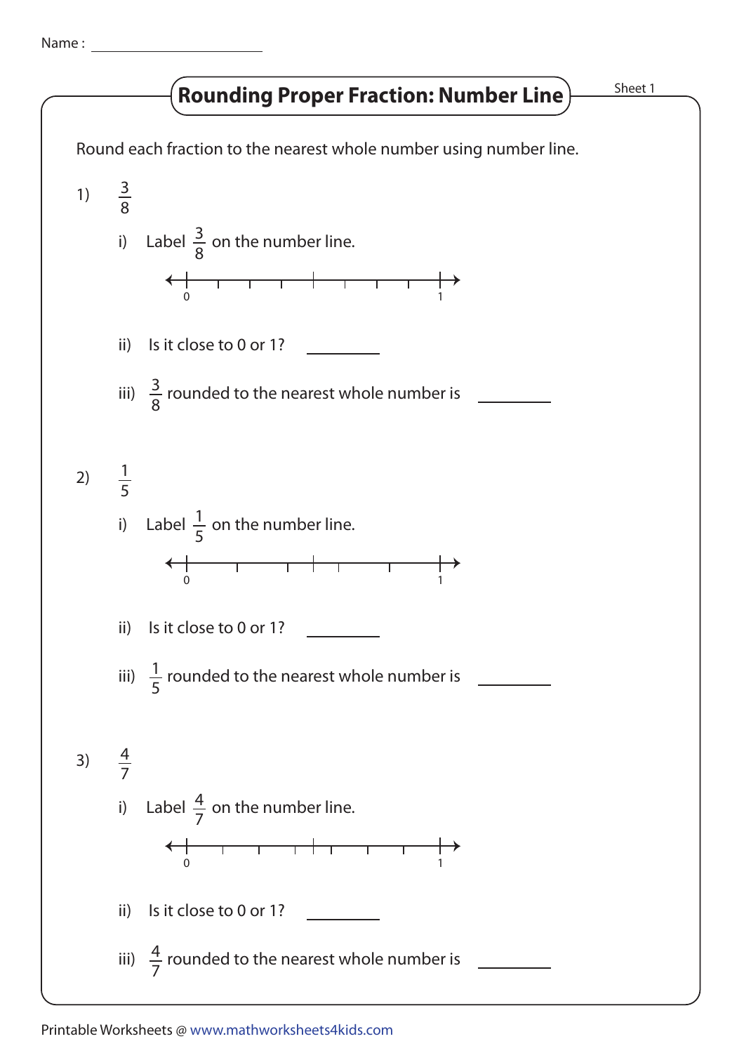Name : ______________________

# Rounding Proper Fraction: Number Line

Sheet 1

Round each fraction to the nearest whole number using number line.

1) $\frac{3}{8}$

i) Label $\frac{3}{8}$ on the number line.

0 ——————————————— 1

ii) Is it close to 0 or 1? ________

iii) $\frac{3}{8}$ rounded to the nearest whole number is ________

2) $\frac{1}{5}$

i) Label $\frac{1}{5}$ on the number line.

0 ——————————————— 1

ii) Is it close to 0 or 1? ________

iii) $\frac{1}{5}$ rounded to the nearest whole number is ________

3) $\frac{4}{7}$

i) Label $\frac{4}{7}$ on the number line.

0 ——————————————— 1

ii) Is it close to 0 or 1? ________

iii) $\frac{4}{7}$ rounded to the nearest whole number is ________

Printable Worksheets @ www.mathworksheets4kids.com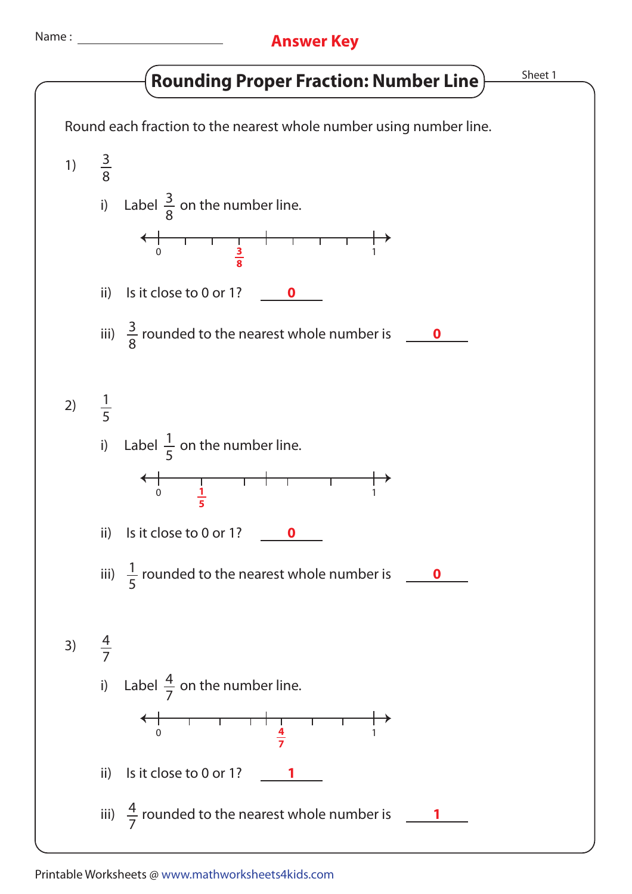Name : ____________________ **Answer Key**

# Rounding Proper Fraction: Number Line

Sheet 1

Round each fraction to the nearest whole number using number line.

1) $\frac{3}{8}$

i) Label $\frac{3}{8}$ on the number line.

0

$\frac{3}{8}$

1

ii) Is it close to 0 or 1? **0**

iii) $\frac{3}{8}$ rounded to the nearest whole number is **0**

2) $\frac{1}{5}$

i) Label $\frac{1}{5}$ on the number line.

0

$\frac{1}{5}$

1

ii) Is it close to 0 or 1? **0**

iii) $\frac{1}{5}$ rounded to the nearest whole number is **0**

3) $\frac{4}{7}$

i) Label $\frac{4}{7}$ on the number line.

0

$\frac{4}{7}$

1

ii) Is it close to 0 or 1? **1**

iii) $\frac{4}{7}$ rounded to the nearest whole number is **1**

Printable Worksheets @ www.mathworksheets4kids.com